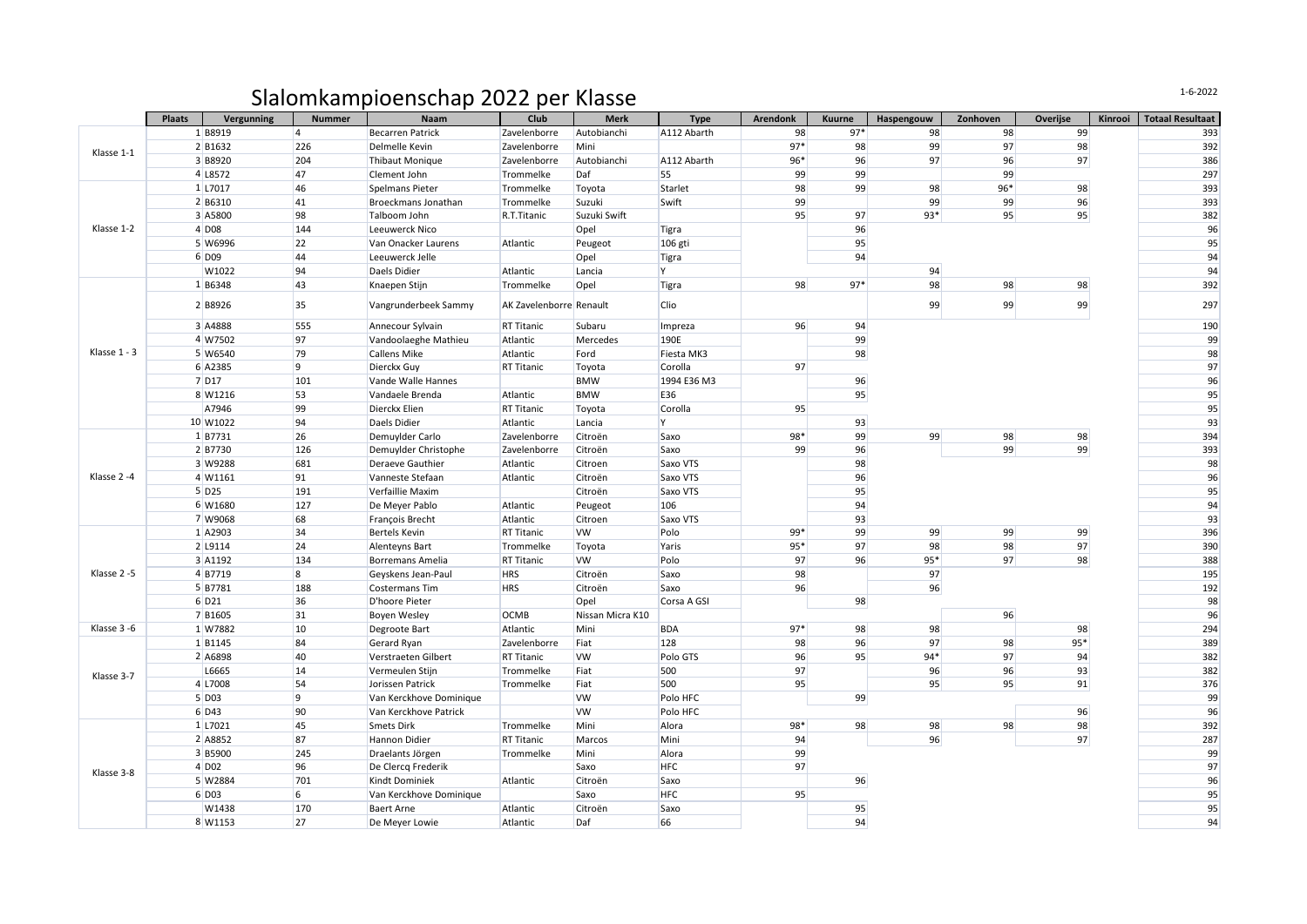# Slalomkampioenschap 2022 per Klasse

1-6-2022

| | Plaats | Vergunning | Nummer | Naam | Club | Merk | Type | Arendonk | Kuurne | Haspengouw | Zonhoven | Overijse | Kinrooi | Totaal Resultaat |
|---|---|---|---|---|---|---|---|---|---|---|---|---|---|---|
| Klasse 1-1 | 1 | B8919 | 4 | Becarren Patrick | Zavelenborre | Autobianchi | A112 Abarth | 98 | 97* | 98 | 98 | 99 | | 393 |
| | 2 | B1632 | 226 | Delmelle Kevin | Zavelenborre | Mini | | 97* | 98 | 99 | 97 | 98 | | 392 |
| | 3 | B8920 | 204 | Thibaut Monique | Zavelenborre | Autobianchi | A112 Abarth | 96* | 96 | 97 | 96 | 97 | | 386 |
| | 4 | L8572 | 47 | Clement John | Trommelke | Daf | 55 | 99 | 99 | | 99 | | | 297 |
| Klasse 1-2 | 1 | L7017 | 46 | Spelmans Pieter | Trommelke | Toyota | Starlet | 98 | 99 | 98 | 96* | 98 | | 393 |
| | 2 | B6310 | 41 | Broeckmans Jonathan | Trommelke | Suzuki | Swift | 99 | | 99 | 99 | 96 | | 393 |
| | 3 | A5800 | 98 | Talboom John | R.T.Titanic | Suzuki Swift | | 95 | 97 | 93* | 95 | 95 | | 382 |
| | 4 | D08 | 144 | Leeuwerck Nico | | Opel | Tigra | | 96 | | | | | 96 |
| | 5 | W6996 | 22 | Van Onacker Laurens | Atlantic | Peugeot | 106 gti | | 95 | | | | | 95 |
| | 6 | D09 | 44 | Leeuwerck Jelle | | Opel | Tigra | | 94 | | | | | 94 |
| | | W1022 | 94 | Daels Didier | Atlantic | Lancia | Y | | | 94 | | | | 94 |
| Klasse 1 - 3 | 1 | B6348 | 43 | Knaepen Stijn | Trommelke | Opel | Tigra | 98 | 97* | 98 | 98 | 98 | | 392 |
| | 2 | B8926 | 35 | Vangrunderbeek Sammy | AK Zavelenborre | Renault | Clio | | | 99 | 99 | 99 | | 297 |
| | 3 | A4888 | 555 | Annecour Sylvain | RT Titanic | Subaru | Impreza | 96 | 94 | | | | | 190 |
| | 4 | W7502 | 97 | Vandoolaeghe Mathieu | Atlantic | Mercedes | 190E | | 99 | | | | | 99 |
| | 5 | W6540 | 79 | Callens Mike | Atlantic | Ford | Fiesta MK3 | | 98 | | | | | 98 |
| | 6 | A2385 | 9 | Dierckx Guy | RT Titanic | Toyota | Corolla | 97 | | | | | | 97 |
| | 7 | D17 | 101 | Vande Walle Hannes | | BMW | 1994 E36 M3 | | 96 | | | | | 96 |
| | 8 | W1216 | 53 | Vandaele Brenda | Atlantic | BMW | E36 | | 95 | | | | | 95 |
| | | A7946 | 99 | Dierckx Elien | RT Titanic | Toyota | Corolla | 95 | | | | | | 95 |
| | 10 | W1022 | 94 | Daels Didier | Atlantic | Lancia | Y | | 93 | | | | | 93 |
| Klasse 2 -4 | 1 | B7731 | 26 | Demuylder Carlo | Zavelenborre | Citroën | Saxo | 98* | 99 | 99 | 98 | 98 | | 394 |
| | 2 | B7730 | 126 | Demuylder Christophe | Zavelenborre | Citroën | Saxo | 99 | 96 | | 99 | 99 | | 393 |
| | 3 | W9288 | 681 | Deraeve Gauthier | Atlantic | Citroen | Saxo VTS | | 98 | | | | | 98 |
| | 4 | W1161 | 91 | Vanneste Stefaan | Atlantic | Citroën | Saxo VTS | | 96 | | | | | 96 |
| | 5 | D25 | 191 | Verfaillie Maxim | | Citroën | Saxo VTS | | 95 | | | | | 95 |
| | 6 | W1680 | 127 | De Meyer Pablo | Atlantic | Peugeot | 106 | | 94 | | | | | 94 |
| | 7 | W9068 | 68 | François Brecht | Atlantic | Citroen | Saxo VTS | | 93 | | | | | 93 |
| Klasse 2 -5 | 1 | A2903 | 34 | Bertels Kevin | RT Titanic | VW | Polo | 99* | 99 | 99 | 99 | 99 | | 396 |
| | 2 | L9114 | 24 | Alenteyns Bart | Trommelke | Toyota | Yaris | 95* | 97 | 98 | 98 | 97 | | 390 |
| | 3 | A1192 | 134 | Borremans Amelia | RT Titanic | VW | Polo | 97 | 96 | 95* | 97 | 98 | | 388 |
| | 4 | B7719 | 8 | Geyskens Jean-Paul | HRS | Citroën | Saxo | 98 | | 97 | | | | 195 |
| | 5 | B7781 | 188 | Costermans Tim | HRS | Citroën | Saxo | 96 | | 96 | | | | 192 |
| | 6 | D21 | 36 | D'hoore Pieter | | Opel | Corsa A GSI | | 98 | | | | | 98 |
| | 7 | B1605 | 31 | Boyen Wesley | OCMB | Nissan Micra K10 | | | | | 96 | | | 96 |
| Klasse 3 -6 | 1 | W7882 | 10 | Degroote Bart | Atlantic | Mini | BDA | 97* | 98 | 98 | | 98 | | 294 |
| Klasse 3-7 | 1 | B1145 | 84 | Gerard Ryan | Zavelenborre | Fiat | 128 | 98 | 96 | 97 | 98 | 95* | | 389 |
| | 2 | A6898 | 40 | Verstraeten Gilbert | RT Titanic | VW | Polo GTS | 96 | 95 | 94* | 97 | 94 | | 382 |
| | | L6665 | 14 | Vermeulen Stijn | Trommelke | Fiat | 500 | 97 | | 96 | 96 | 93 | | 382 |
| | 4 | L7008 | 54 | Jorissen Patrick | Trommelke | Fiat | 500 | 95 | | 95 | 95 | 91 | | 376 |
| | 5 | D03 | 9 | Van Kerckhove Dominique | | VW | Polo HFC | | 99 | | | | | 99 |
| | 6 | D43 | 90 | Van Kerckhove Patrick | | VW | Polo HFC | | | | | 96 | | 96 |
| Klasse 3-8 | 1 | L7021 | 45 | Smets Dirk | Trommelke | Mini | Alora | 98* | 98 | 98 | 98 | 98 | | 392 |
| | 2 | A8852 | 87 | Hannon Didier | RT Titanic | Marcos | Mini | 94 | | 96 | | 97 | | 287 |
| | 3 | B5900 | 245 | Draelants Jörgen | Trommelke | Mini | Alora | 99 | | | | | | 99 |
| | 4 | D02 | 96 | De Clercq Frederik | | Saxo | HFC | 97 | | | | | | 97 |
| | 5 | W2884 | 701 | Kindt Dominiek | Atlantic | Citroën | Saxo | | 96 | | | | | 96 |
| | 6 | D03 | 6 | Van Kerckhove Dominique | | Saxo | HFC | 95 | | | | | | 95 |
| | | W1438 | 170 | Baert Arne | Atlantic | Citroën | Saxo | | 95 | | | | | 95 |
| | 8 | W1153 | 27 | De Meyer Lowie | Atlantic | Daf | 66 | | 94 | | | | | 94 |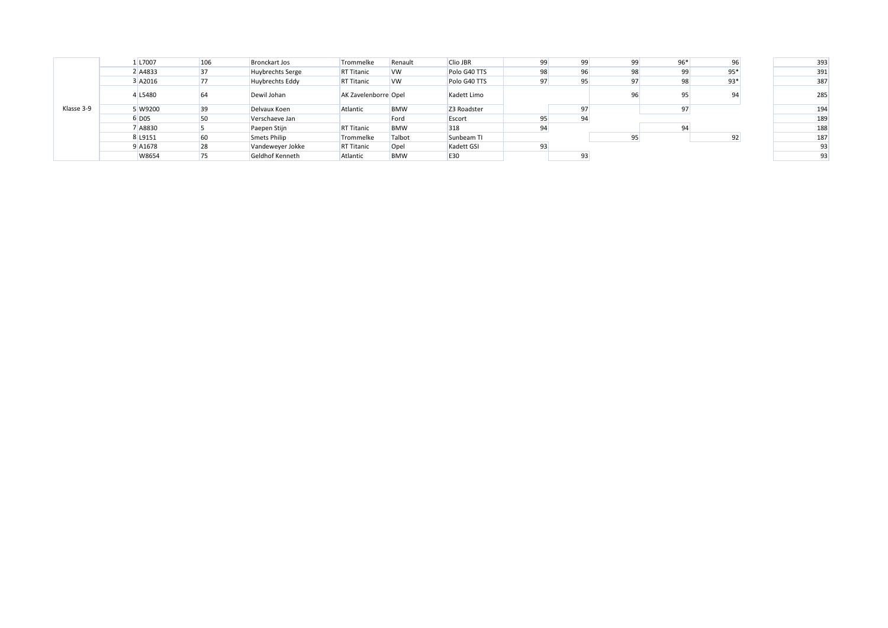| | | | | | | | | | | | | | |
|---|---|---|---|---|---|---|---|---|---|---|---|---|---|
| | 1 | L7007 | 106 | Bronckart Jos | Trommelke | Renault | Clio JBR | 99 | 99 | 99 | 96* | 96 | 393 |
| | 2 | A4833 | 37 | Huybrechts Serge | RT Titanic | VW | Polo G40 TTS | 98 | 96 | 98 | 99 | 95* | 391 |
| | 3 | A2016 | 77 | Huybrechts Eddy | RT Titanic | VW | Polo G40 TTS | 97 | 95 | 97 | 98 | 93* | 387 |
| | 4 | L5480 | 64 | Dewil Johan | AK Zavelenborre | Opel | Kadett Limo | | | 96 | 95 | 94 | 285 |
| Klasse 3-9 | 5 | W9200 | 39 | Delvaux Koen | Atlantic | BMW | Z3 Roadster | | 97 | | 97 | | 194 |
| | 6 | D05 | 50 | Verschaeve Jan | | Ford | Escort | 95 | 94 | | | | 189 |
| | 7 | A8830 | 5 | Paepen Stijn | RT Titanic | BMW | 318 | 94 | | | 94 | | 188 |
| | 8 | L9151 | 60 | Smets Philip | Trommelke | Talbot | Sunbeam TI | | | 95 | | 92 | 187 |
| | 9 | A1678 | 28 | Vandeweyer Jokke | RT Titanic | Opel | Kadett GSI | 93 | | | | | 93 |
| | | W8654 | 75 | Geldhof Kenneth | Atlantic | BMW | E30 | | 93 | | | | 93 |